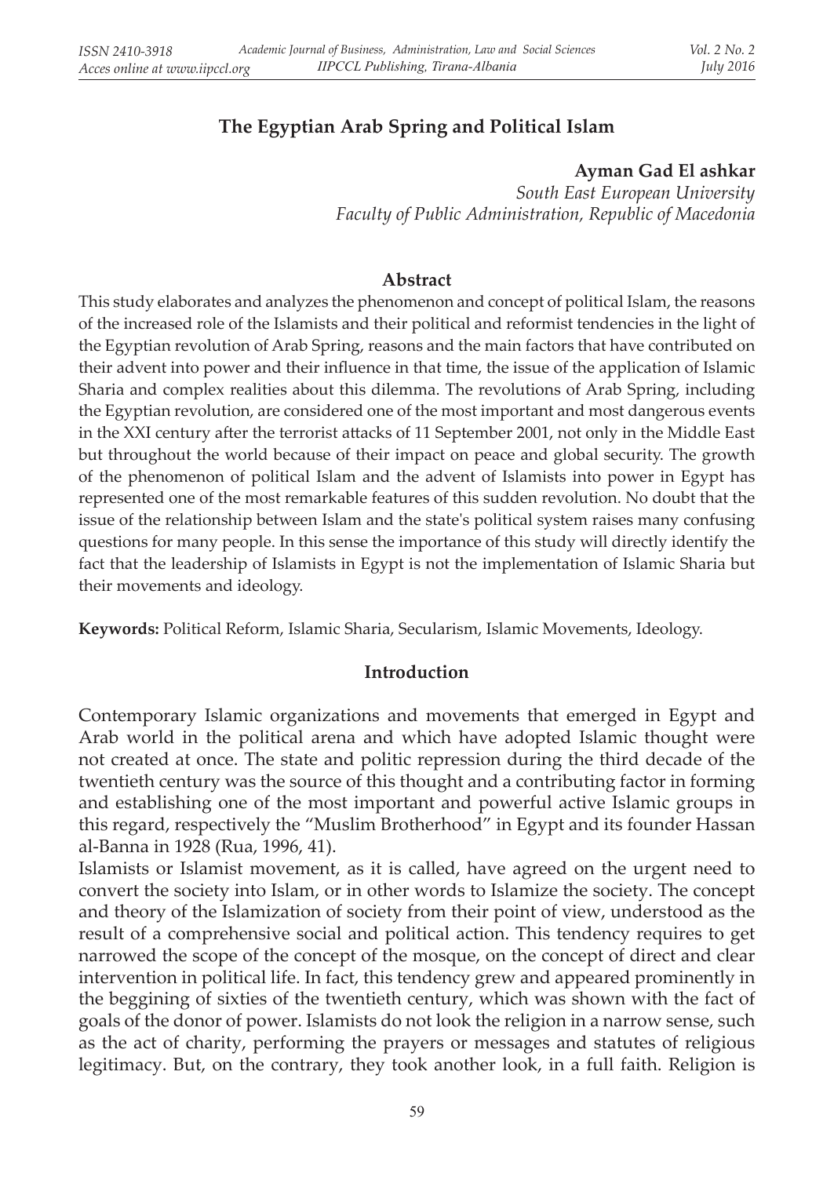# The Egyptian Arab Spring and Political Islam

**Ayman Gad El ashkar**

*South East European University*
*Faculty of Public Administration, Republic of Macedonia*

## Abstract

This study elaborates and analyzes the phenomenon and concept of political Islam, the reasons of the increased role of the Islamists and their political and reformist tendencies in the light of the Egyptian revolution of Arab Spring, reasons and the main factors that have contributed on their advent into power and their influence in that time, the issue of the application of Islamic Sharia and complex realities about this dilemma. The revolutions of Arab Spring, including the Egyptian revolution, are considered one of the most important and most dangerous events in the XXI century after the terrorist attacks of 11 September 2001, not only in the Middle East but throughout the world because of their impact on peace and global security. The growth of the phenomenon of political Islam and the advent of Islamists into power in Egypt has represented one of the most remarkable features of this sudden revolution. No doubt that the issue of the relationship between Islam and the state's political system raises many confusing questions for many people. In this sense the importance of this study will directly identify the fact that the leadership of Islamists in Egypt is not the implementation of Islamic Sharia but their movements and ideology.

**Keywords:** Political Reform, Islamic Sharia, Secularism, Islamic Movements, Ideology.

## Introduction

Contemporary Islamic organizations and movements that emerged in Egypt and Arab world in the political arena and which have adopted Islamic thought were not created at once. The state and politic repression during the third decade of the twentieth century was the source of this thought and a contributing factor in forming and establishing one of the most important and powerful active Islamic groups in this regard, respectively the "Muslim Brotherhood" in Egypt and its founder Hassan al-Banna in 1928 (Rua, 1996, 41).

Islamists or Islamist movement, as it is called, have agreed on the urgent need to convert the society into Islam, or in other words to Islamize the society. The concept and theory of the Islamization of society from their point of view, understood as the result of a comprehensive social and political action. This tendency requires to get narrowed the scope of the concept of the mosque, on the concept of direct and clear intervention in political life. In fact, this tendency grew and appeared prominently in the beggining of sixties of the twentieth century, which was shown with the fact of goals of the donor of power. Islamists do not look the religion in a narrow sense, such as the act of charity, performing the prayers or messages and statutes of religious legitimacy. But, on the contrary, they took another look, in a full faith. Religion is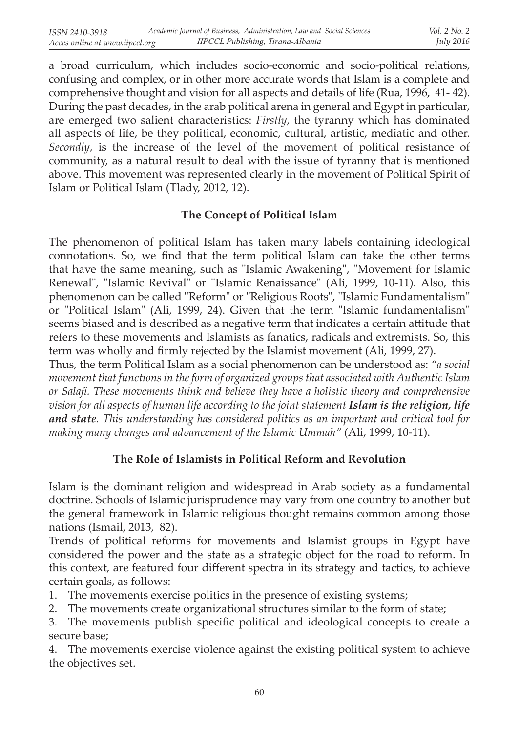a broad curriculum, which includes socio-economic and socio-political relations, confusing and complex, or in other more accurate words that Islam is a complete and comprehensive thought and vision for all aspects and details of life (Rua, 1996, 41- 42). During the past decades, in the arab political arena in general and Egypt in particular, are emerged two salient characteristics: *Firstly*, the tyranny which has dominated all aspects of life, be they political, economic, cultural, artistic, mediatic and other. *Secondly*, is the increase of the level of the movement of political resistance of community, as a natural result to deal with the issue of tyranny that is mentioned above. This movement was represented clearly in the movement of Political Spirit of Islam or Political Islam (Tlady, 2012, 12).

## The Concept of Political Islam

The phenomenon of political Islam has taken many labels containing ideological connotations. So, we find that the term political Islam can take the other terms that have the same meaning, such as "Islamic Awakening", "Movement for Islamic Renewal", "Islamic Revival" or "Islamic Renaissance" (Ali, 1999, 10-11). Also, this phenomenon can be called "Reform" or "Religious Roots", "Islamic Fundamentalism" or "Political Islam" (Ali, 1999, 24). Given that the term "Islamic fundamentalism" seems biased and is described as a negative term that indicates a certain attitude that refers to these movements and Islamists as fanatics, radicals and extremists. So, this term was wholly and firmly rejected by the Islamist movement (Ali, 1999, 27).

Thus, the term Political Islam as a social phenomenon can be understood as: *"a social movement that functions in the form of organized groups that associated with Authentic Islam or Salafi. These movements think and believe they have a holistic theory and comprehensive vision for all aspects of human life according to the joint statement* ***Islam is the religion, life and state****. This understanding has considered politics as an important and critical tool for making many changes and advancement of the Islamic Ummah"* (Ali, 1999, 10-11).

## The Role of Islamists in Political Reform and Revolution

Islam is the dominant religion and widespread in Arab society as a fundamental doctrine. Schools of Islamic jurisprudence may vary from one country to another but the general framework in Islamic religious thought remains common among those nations (Ismail, 2013, 82).

Trends of political reforms for movements and Islamist groups in Egypt have considered the power and the state as a strategic object for the road to reform. In this context, are featured four different spectra in its strategy and tactics, to achieve certain goals, as follows:

1. The movements exercise politics in the presence of existing systems;
2. The movements create organizational structures similar to the form of state;
3. The movements publish specific political and ideological concepts to create a secure base;
4. The movements exercise violence against the existing political system to achieve the objectives set.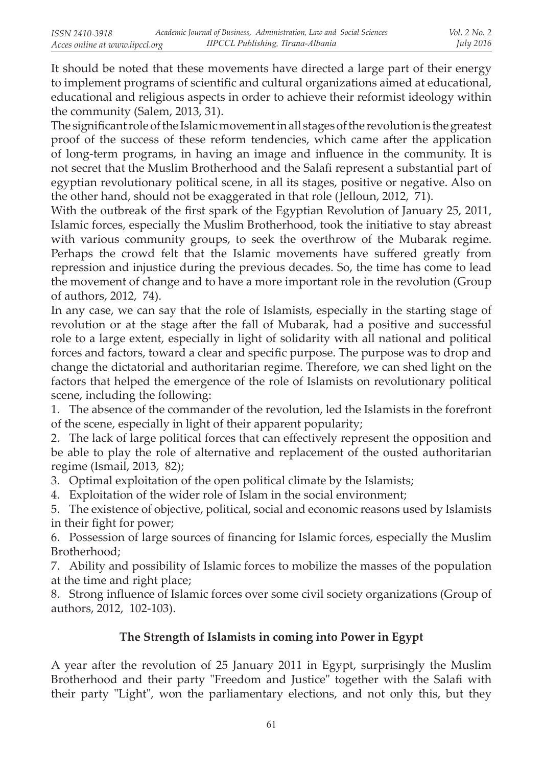It should be noted that these movements have directed a large part of their energy to implement programs of scientific and cultural organizations aimed at educational, educational and religious aspects in order to achieve their reformist ideology within the community (Salem, 2013, 31).

The significant role of the Islamic movement in all stages of the revolution is the greatest proof of the success of these reform tendencies, which came after the application of long-term programs, in having an image and influence in the community. It is not secret that the Muslim Brotherhood and the Salafi represent a substantial part of egyptian revolutionary political scene, in all its stages, positive or negative. Also on the other hand, should not be exaggerated in that role (Jelloun, 2012, 71).

With the outbreak of the first spark of the Egyptian Revolution of January 25, 2011, Islamic forces, especially the Muslim Brotherhood, took the initiative to stay abreast with various community groups, to seek the overthrow of the Mubarak regime. Perhaps the crowd felt that the Islamic movements have suffered greatly from repression and injustice during the previous decades. So, the time has come to lead the movement of change and to have a more important role in the revolution (Group of authors, 2012, 74).

In any case, we can say that the role of Islamists, especially in the starting stage of revolution or at the stage after the fall of Mubarak, had a positive and successful role to a large extent, especially in light of solidarity with all national and political forces and factors, toward a clear and specific purpose. The purpose was to drop and change the dictatorial and authoritarian regime. Therefore, we can shed light on the factors that helped the emergence of the role of Islamists on revolutionary political scene, including the following:

1. The absence of the commander of the revolution, led the Islamists in the forefront of the scene, especially in light of their apparent popularity;
2. The lack of large political forces that can effectively represent the opposition and be able to play the role of alternative and replacement of the ousted authoritarian regime (Ismail, 2013, 82);
3. Optimal exploitation of the open political climate by the Islamists;
4. Exploitation of the wider role of Islam in the social environment;
5. The existence of objective, political, social and economic reasons used by Islamists in their fight for power;
6. Possession of large sources of financing for Islamic forces, especially the Muslim Brotherhood;
7. Ability and possibility of Islamic forces to mobilize the masses of the population at the time and right place;
8. Strong influence of Islamic forces over some civil society organizations (Group of authors, 2012, 102-103).

## The Strength of Islamists in coming into Power in Egypt

A year after the revolution of 25 January 2011 in Egypt, surprisingly the Muslim Brotherhood and their party "Freedom and Justice" together with the Salafi with their party "Light", won the parliamentary elections, and not only this, but they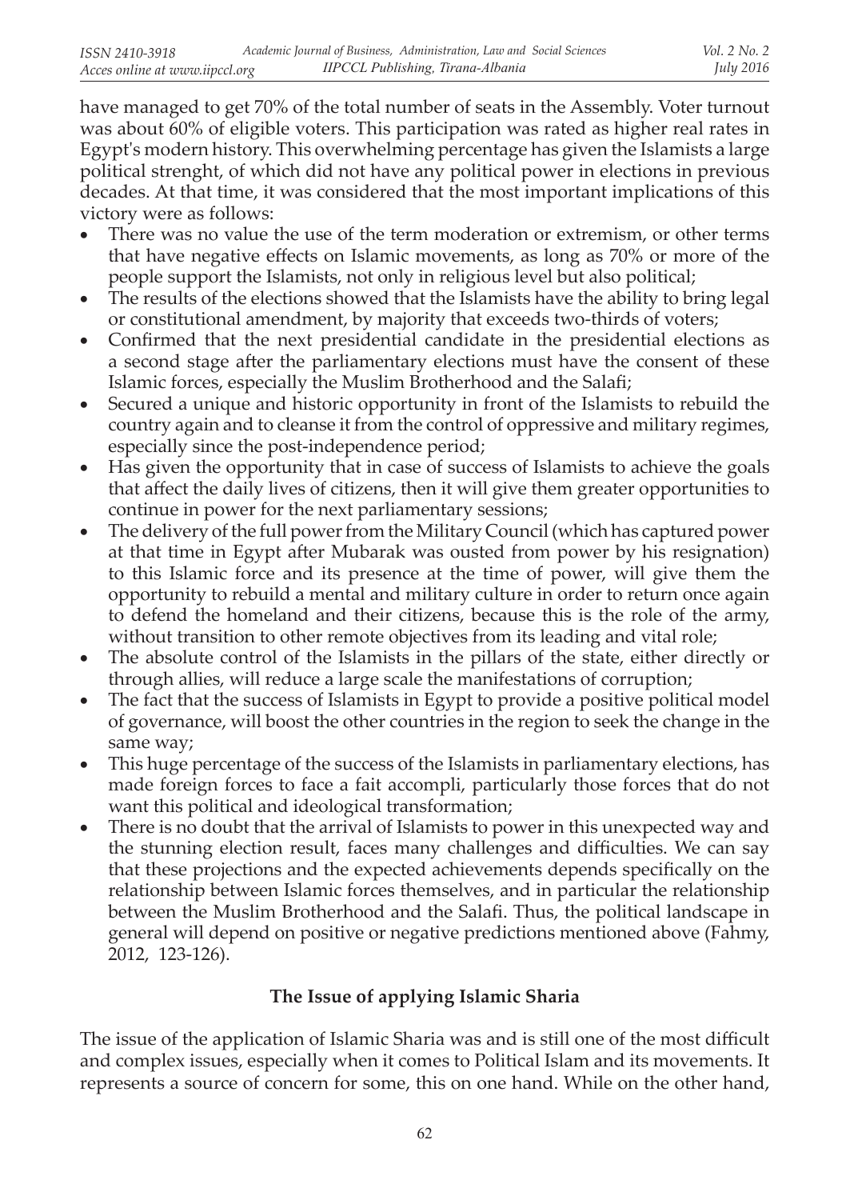have managed to get 70% of the total number of seats in the Assembly. Voter turnout was about 60% of eligible voters. This participation was rated as higher real rates in Egypt's modern history. This overwhelming percentage has given the Islamists a large political strenght, of which did not have any political power in elections in previous decades. At that time, it was considered that the most important implications of this victory were as follows:

- There was no value the use of the term moderation or extremism, or other terms that have negative effects on Islamic movements, as long as 70% or more of the people support the Islamists, not only in religious level but also political;
- The results of the elections showed that the Islamists have the ability to bring legal or constitutional amendment, by majority that exceeds two-thirds of voters;
- Confirmed that the next presidential candidate in the presidential elections as a second stage after the parliamentary elections must have the consent of these Islamic forces, especially the Muslim Brotherhood and the Salafi;
- Secured a unique and historic opportunity in front of the Islamists to rebuild the country again and to cleanse it from the control of oppressive and military regimes, especially since the post-independence period;
- Has given the opportunity that in case of success of Islamists to achieve the goals that affect the daily lives of citizens, then it will give them greater opportunities to continue in power for the next parliamentary sessions;
- The delivery of the full power from the Military Council (which has captured power at that time in Egypt after Mubarak was ousted from power by his resignation) to this Islamic force and its presence at the time of power, will give them the opportunity to rebuild a mental and military culture in order to return once again to defend the homeland and their citizens, because this is the role of the army, without transition to other remote objectives from its leading and vital role;
- The absolute control of the Islamists in the pillars of the state, either directly or through allies, will reduce a large scale the manifestations of corruption;
- The fact that the success of Islamists in Egypt to provide a positive political model of governance, will boost the other countries in the region to seek the change in the same way;
- This huge percentage of the success of the Islamists in parliamentary elections, has made foreign forces to face a fait accompli, particularly those forces that do not want this political and ideological transformation;
- There is no doubt that the arrival of Islamists to power in this unexpected way and the stunning election result, faces many challenges and difficulties. We can say that these projections and the expected achievements depends specifically on the relationship between Islamic forces themselves, and in particular the relationship between the Muslim Brotherhood and the Salafi. Thus, the political landscape in general will depend on positive or negative predictions mentioned above (Fahmy, 2012, 123-126).

## The Issue of applying Islamic Sharia

The issue of the application of Islamic Sharia was and is still one of the most difficult and complex issues, especially when it comes to Political Islam and its movements. It represents a source of concern for some, this on one hand. While on the other hand,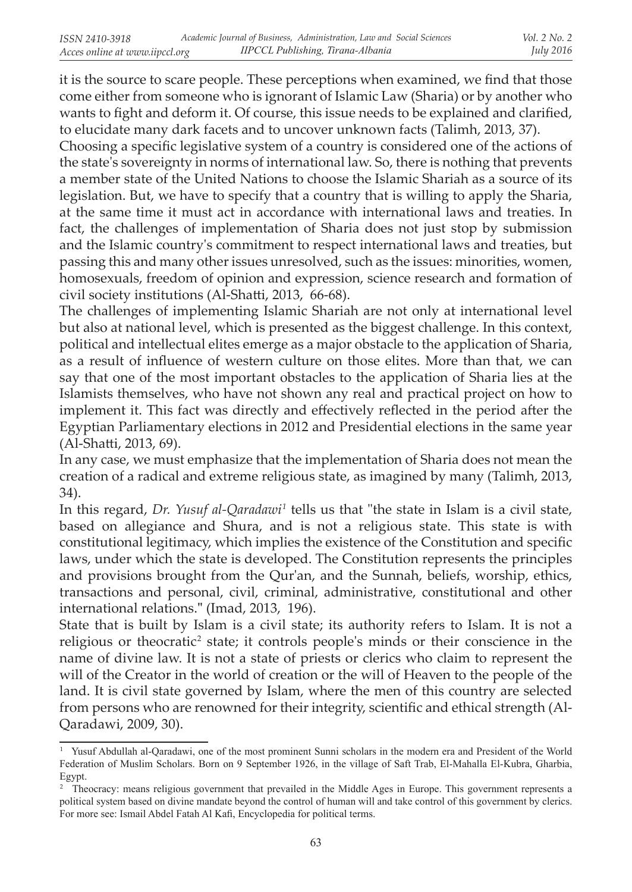it is the source to scare people. These perceptions when examined, we find that those come either from someone who is ignorant of Islamic Law (Sharia) or by another who wants to fight and deform it. Of course, this issue needs to be explained and clarified, to elucidate many dark facets and to uncover unknown facts (Talimh, 2013, 37).

Choosing a specific legislative system of a country is considered one of the actions of the state's sovereignty in norms of international law. So, there is nothing that prevents a member state of the United Nations to choose the Islamic Shariah as a source of its legislation. But, we have to specify that a country that is willing to apply the Sharia, at the same time it must act in accordance with international laws and treaties. In fact, the challenges of implementation of Sharia does not just stop by submission and the Islamic country's commitment to respect international laws and treaties, but passing this and many other issues unresolved, such as the issues: minorities, women, homosexuals, freedom of opinion and expression, science research and formation of civil society institutions (Al-Shatti, 2013, 66-68).

The challenges of implementing Islamic Shariah are not only at international level but also at national level, which is presented as the biggest challenge. In this context, political and intellectual elites emerge as a major obstacle to the application of Sharia, as a result of influence of western culture on those elites. More than that, we can say that one of the most important obstacles to the application of Sharia lies at the Islamists themselves, who have not shown any real and practical project on how to implement it. This fact was directly and effectively reflected in the period after the Egyptian Parliamentary elections in 2012 and Presidential elections in the same year (Al-Shatti, 2013, 69).

In any case, we must emphasize that the implementation of Sharia does not mean the creation of a radical and extreme religious state, as imagined by many (Talimh, 2013, 34).

In this regard, *Dr. Yusuf al-Qaradawi*[1] tells us that "the state in Islam is a civil state, based on allegiance and Shura, and is not a religious state. This state is with constitutional legitimacy, which implies the existence of the Constitution and specific laws, under which the state is developed. The Constitution represents the principles and provisions brought from the Qur'an, and the Sunnah, beliefs, worship, ethics, transactions and personal, civil, criminal, administrative, constitutional and other international relations." (Imad, 2013, 196).

State that is built by Islam is a civil state; its authority refers to Islam. It is not a religious or theocratic[2] state; it controls people's minds or their conscience in the name of divine law. It is not a state of priests or clerics who claim to represent the will of the Creator in the world of creation or the will of Heaven to the people of the land. It is civil state governed by Islam, where the men of this country are selected from persons who are renowned for their integrity, scientific and ethical strength (Al-Qaradawi, 2009, 30).

---

[1] Yusuf Abdullah al-Qaradawi, one of the most prominent Sunni scholars in the modern era and President of the World Federation of Muslim Scholars. Born on 9 September 1926, in the village of Saft Trab, El-Mahalla El-Kubra, Gharbia, Egypt.

[2] Theocracy: means religious government that prevailed in the Middle Ages in Europe. This government represents a political system based on divine mandate beyond the control of human will and take control of this government by clerics. For more see: Ismail Abdel Fatah Al Kafi, Encyclopedia for political terms.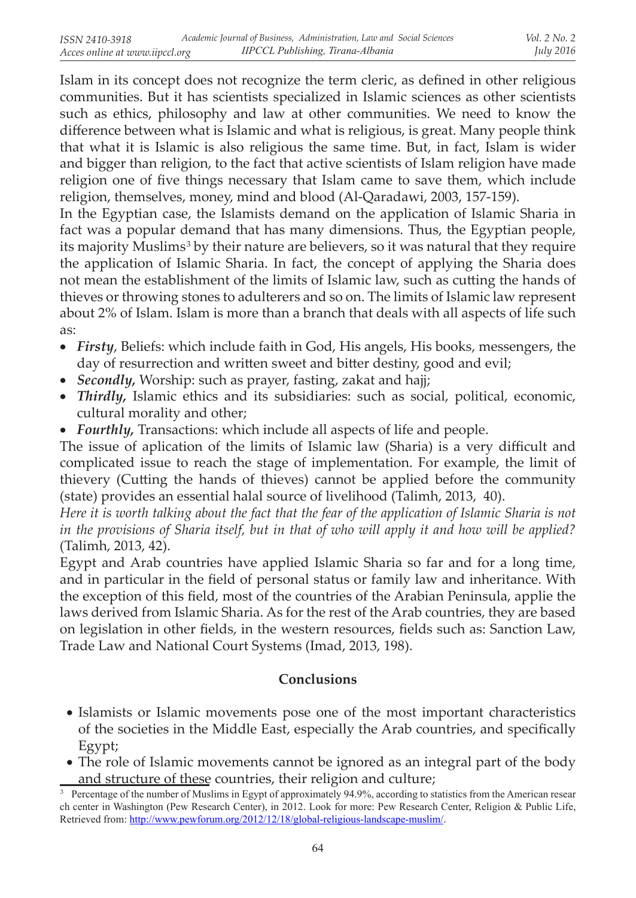Islam in its concept does not recognize the term cleric, as defined in other religious communities. But it has scientists specialized in Islamic sciences as other scientists such as ethics, philosophy and law at other communities. We need to know the difference between what is Islamic and what is religious, is great. Many people think that what it is Islamic is also religious the same time. But, in fact, Islam is wider and bigger than religion, to the fact that active scientists of Islam religion have made religion one of five things necessary that Islam came to save them, which include religion, themselves, money, mind and blood (Al-Qaradawi, 2003, 157-159).

In the Egyptian case, the Islamists demand on the application of Islamic Sharia in fact was a popular demand that has many dimensions. Thus, the Egyptian people, its majority Muslims[3] by their nature are believers, so it was natural that they require the application of Islamic Sharia. In fact, the concept of applying the Sharia does not mean the establishment of the limits of Islamic law, such as cutting the hands of thieves or throwing stones to adulterers and so on. The limits of Islamic law represent about 2% of Islam. Islam is more than a branch that deals with all aspects of life such as:

- ***Firsty***, Beliefs: which include faith in God, His angels, His books, messengers, the day of resurrection and written sweet and bitter destiny, good and evil;
- ***Secondly,*** Worship: such as prayer, fasting, zakat and hajj;
- ***Thirdly,*** Islamic ethics and its subsidiaries: such as social, political, economic, cultural morality and other;
- ***Fourthly,*** Transactions: which include all aspects of life and people.

The issue of aplication of the limits of Islamic law (Sharia) is a very difficult and complicated issue to reach the stage of implementation. For example, the limit of thievery (Cutting the hands of thieves) cannot be applied before the community (state) provides an essential halal source of livelihood (Talimh, 2013, 40).

*Here it is worth talking about the fact that the fear of the application of Islamic Sharia is not in the provisions of Sharia itself, but in that of who will apply it and how will be applied?* (Talimh, 2013, 42).

Egypt and Arab countries have applied Islamic Sharia so far and for a long time, and in particular in the field of personal status or family law and inheritance. With the exception of this field, most of the countries of the Arabian Peninsula, applie the laws derived from Islamic Sharia. As for the rest of the Arab countries, they are based on legislation in other fields, in the western resources, fields such as: Sanction Law, Trade Law and National Court Systems (Imad, 2013, 198).

## Conclusions

- Islamists or Islamic movements pose one of the most important characteristics of the societies in the Middle East, especially the Arab countries, and specifically Egypt;
- The role of Islamic movements cannot be ignored as an integral part of the body and structure of these countries, their religion and culture;

[3] Percentage of the number of Muslims in Egypt of approximately 94.9%, according to statistics from the American research center in Washington (Pew Research Center), in 2012. Look for more: Pew Research Center, Religion & Public Life, Retrieved from: http://www.pewforum.org/2012/12/18/global-religious-landscape-muslim/.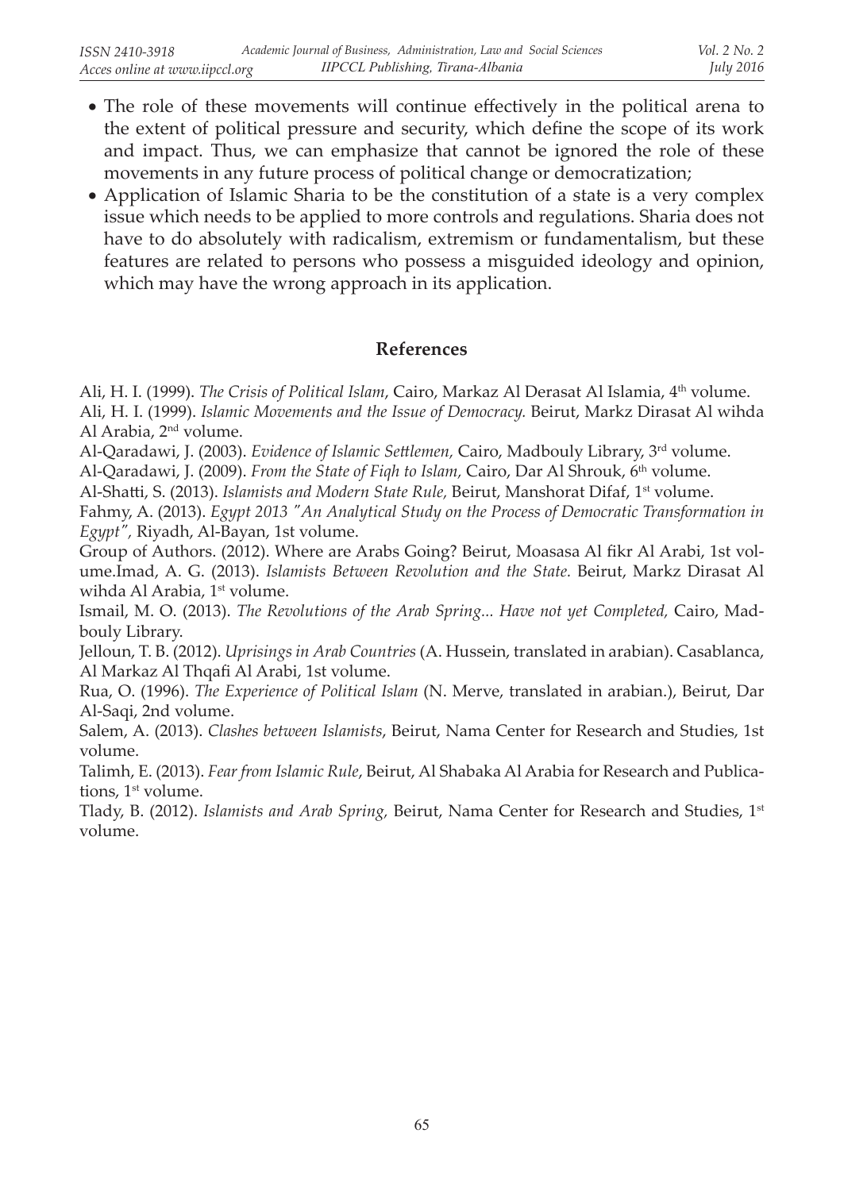- The role of these movements will continue effectively in the political arena to the extent of political pressure and security, which define the scope of its work and impact. Thus, we can emphasize that cannot be ignored the role of these movements in any future process of political change or democratization;
- Application of Islamic Sharia to be the constitution of a state is a very complex issue which needs to be applied to more controls and regulations. Sharia does not have to do absolutely with radicalism, extremism or fundamentalism, but these features are related to persons who possess a misguided ideology and opinion, which may have the wrong approach in its application.

## References

Ali, H. I. (1999). *The Crisis of Political Islam*, Cairo, Markaz Al Derasat Al Islamia, 4th volume.

Ali, H. I. (1999). *Islamic Movements and the Issue of Democracy.* Beirut, Markz Dirasat Al wihda Al Arabia, 2nd volume.

Al-Qaradawi, J. (2003). *Evidence of Islamic Settlemen,* Cairo, Madbouly Library, 3rd volume.

Al-Qaradawi, J. (2009). *From the State of Fiqh to Islam,* Cairo, Dar Al Shrouk, 6th volume.

Al-Shatti, S. (2013). *Islamists and Modern State Rule,* Beirut, Manshorat Difaf, 1st volume.

Fahmy, A. (2013). *Egypt 2013 "An Analytical Study on the Process of Democratic Transformation in Egypt",* Riyadh, Al-Bayan, 1st volume.

Group of Authors. (2012). Where are Arabs Going? Beirut, Moasasa Al fikr Al Arabi, 1st volume.Imad, A. G. (2013). *Islamists Between Revolution and the State.* Beirut, Markz Dirasat Al wihda Al Arabia, 1st volume.

Ismail, M. O. (2013). *The Revolutions of the Arab Spring... Have not yet Completed,* Cairo, Madbouly Library.

Jelloun, T. B. (2012). *Uprisings in Arab Countries* (A. Hussein, translated in arabian). Casablanca, Al Markaz Al Thqafi Al Arabi, 1st volume.

Rua, O. (1996). *The Experience of Political Islam* (N. Merve, translated in arabian.), Beirut, Dar Al-Saqi, 2nd volume.

Salem, A. (2013). *Clashes between Islamists*, Beirut, Nama Center for Research and Studies, 1st volume.

Talimh, E. (2013). *Fear from Islamic Rule*, Beirut, Al Shabaka Al Arabia for Research and Publications, 1st volume.

Tlady, B. (2012). *Islamists and Arab Spring,* Beirut, Nama Center for Research and Studies, 1st volume.